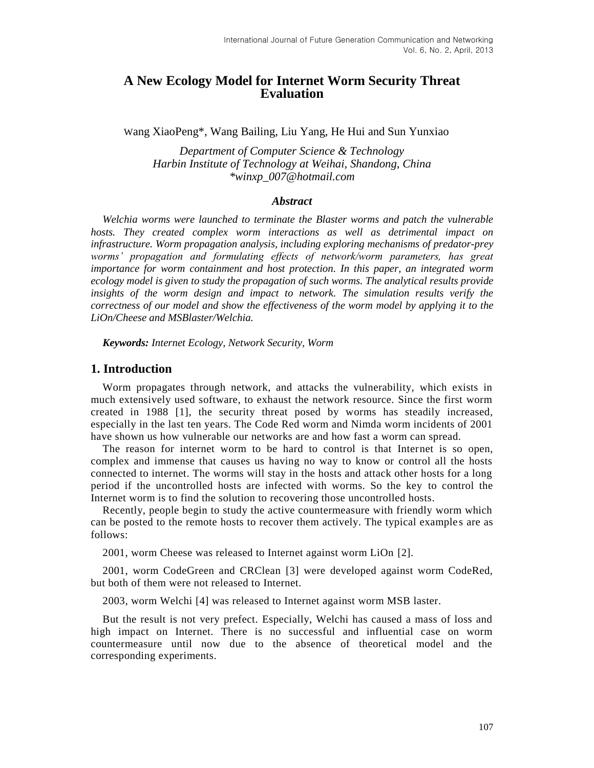# A New Ecology Model for Internet Worm Security Threat Evaluation

Wang XiaoPeng*, Wang Bailing, Liu Yang, He Hui and Sun Yunxiao

*Department of Computer Science & Technology*
*Harbin Institute of Technology at Weihai, Shandong, China*
**winxp_007@hotmail.com*

### *Abstract*

*Welchia worms were launched to terminate the Blaster worms and patch the vulnerable hosts. They created complex worm interactions as well as detrimental impact on infrastructure. Worm propagation analysis, including exploring mechanisms of predator-prey worms' propagation and formulating effects of network/worm parameters, has great importance for worm containment and host protection. In this paper, an integrated worm ecology model is given to study the propagation of such worms. The analytical results provide insights of the worm design and impact to network. The simulation results verify the correctness of our model and show the effectiveness of the worm model by applying it to the LiOn/Cheese and MSBlaster/Welchia.*

***Keywords:*** *Internet Ecology, Network Security, Worm*

## 1. Introduction

Worm propagates through network, and attacks the vulnerability, which exists in much extensively used software, to exhaust the network resource. Since the first worm created in 1988 [1], the security threat posed by worms has steadily increased, especially in the last ten years. The Code Red worm and Nimda worm incidents of 2001 have shown us how vulnerable our networks are and how fast a worm can spread.

The reason for internet worm to be hard to control is that Internet is so open, complex and immense that causes us having no way to know or control all the hosts connected to internet. The worms will stay in the hosts and attack other hosts for a long period if the uncontrolled hosts are infected with worms. So the key to control the Internet worm is to find the solution to recovering those uncontrolled hosts.

Recently, people begin to study the active countermeasure with friendly worm which can be posted to the remote hosts to recover them actively. The typical examples are as follows:

2001, worm Cheese was released to Internet against worm LiOn [2].

2001, worm CodeGreen and CRClean [3] were developed against worm CodeRed, but both of them were not released to Internet.

2003, worm Welchi [4] was released to Internet against worm MSB laster.

But the result is not very prefect. Especially, Welchi has caused a mass of loss and high impact on Internet. There is no successful and influential case on worm countermeasure until now due to the absence of theoretical model and the corresponding experiments.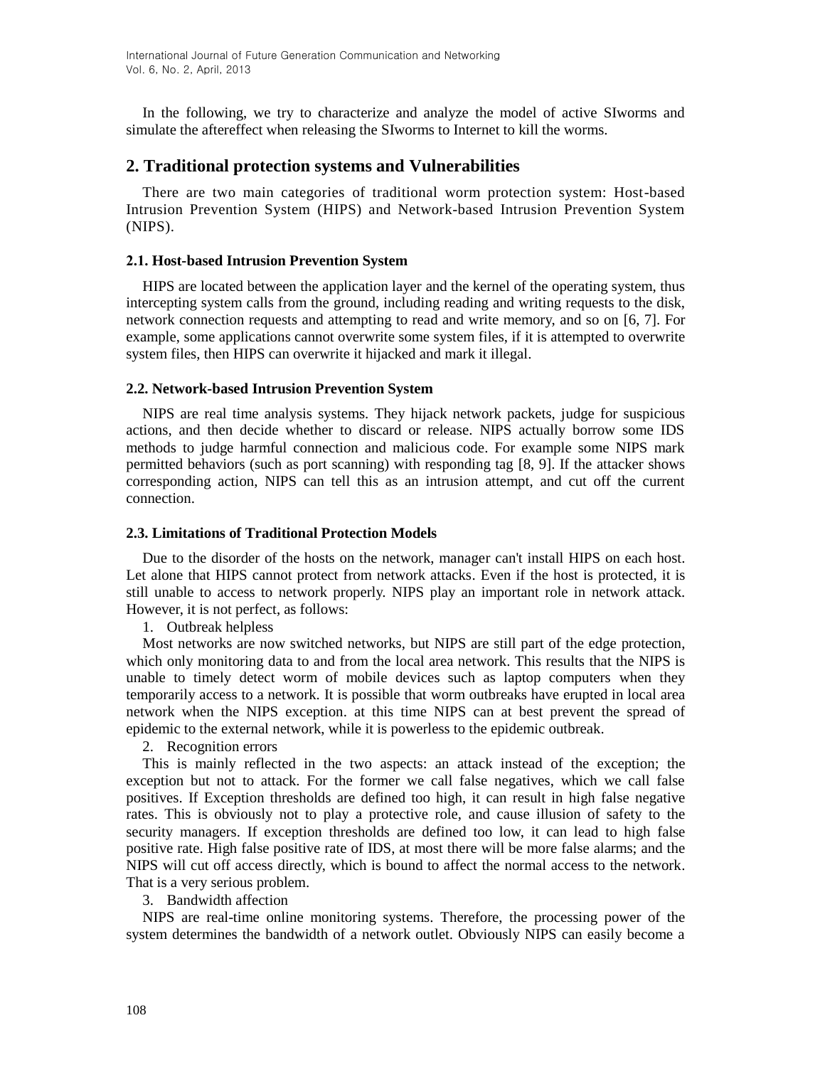In the following, we try to characterize and analyze the model of active SIworms and simulate the aftereffect when releasing the SIworms to Internet to kill the worms.

## 2. Traditional protection systems and Vulnerabilities

There are two main categories of traditional worm protection system: Host-based Intrusion Prevention System (HIPS) and Network-based Intrusion Prevention System (NIPS).

### 2.1. Host-based Intrusion Prevention System

HIPS are located between the application layer and the kernel of the operating system, thus intercepting system calls from the ground, including reading and writing requests to the disk, network connection requests and attempting to read and write memory, and so on [6, 7]. For example, some applications cannot overwrite some system files, if it is attempted to overwrite system files, then HIPS can overwrite it hijacked and mark it illegal.

### 2.2. Network-based Intrusion Prevention System

NIPS are real time analysis systems. They hijack network packets, judge for suspicious actions, and then decide whether to discard or release. NIPS actually borrow some IDS methods to judge harmful connection and malicious code. For example some NIPS mark permitted behaviors (such as port scanning) with responding tag [8, 9]. If the attacker shows corresponding action, NIPS can tell this as an intrusion attempt, and cut off the current connection.

### 2.3. Limitations of Traditional Protection Models

Due to the disorder of the hosts on the network, manager can't install HIPS on each host. Let alone that HIPS cannot protect from network attacks. Even if the host is protected, it is still unable to access to network properly. NIPS play an important role in network attack. However, it is not perfect, as follows:

1. Outbreak helpless

Most networks are now switched networks, but NIPS are still part of the edge protection, which only monitoring data to and from the local area network. This results that the NIPS is unable to timely detect worm of mobile devices such as laptop computers when they temporarily access to a network. It is possible that worm outbreaks have erupted in local area network when the NIPS exception. at this time NIPS can at best prevent the spread of epidemic to the external network, while it is powerless to the epidemic outbreak.

2. Recognition errors

This is mainly reflected in the two aspects: an attack instead of the exception; the exception but not to attack. For the former we call false negatives, which we call false positives. If Exception thresholds are defined too high, it can result in high false negative rates. This is obviously not to play a protective role, and cause illusion of safety to the security managers. If exception thresholds are defined too low, it can lead to high false positive rate. High false positive rate of IDS, at most there will be more false alarms; and the NIPS will cut off access directly, which is bound to affect the normal access to the network. That is a very serious problem.

3. Bandwidth affection

NIPS are real-time online monitoring systems. Therefore, the processing power of the system determines the bandwidth of a network outlet. Obviously NIPS can easily become a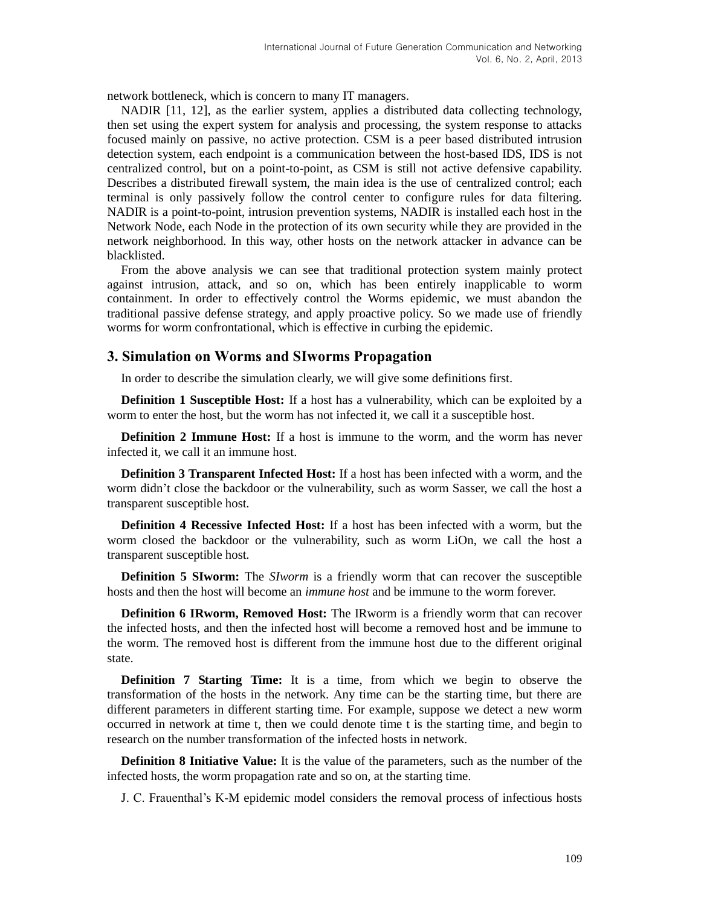network bottleneck, which is concern to many IT managers.

NADIR [11, 12], as the earlier system, applies a distributed data collecting technology, then set using the expert system for analysis and processing, the system response to attacks focused mainly on passive, no active protection. CSM is a peer based distributed intrusion detection system, each endpoint is a communication between the host-based IDS, IDS is not centralized control, but on a point-to-point, as CSM is still not active defensive capability. Describes a distributed firewall system, the main idea is the use of centralized control; each terminal is only passively follow the control center to configure rules for data filtering. NADIR is a point-to-point, intrusion prevention systems, NADIR is installed each host in the Network Node, each Node in the protection of its own security while they are provided in the network neighborhood. In this way, other hosts on the network attacker in advance can be blacklisted.

From the above analysis we can see that traditional protection system mainly protect against intrusion, attack, and so on, which has been entirely inapplicable to worm containment. In order to effectively control the Worms epidemic, we must abandon the traditional passive defense strategy, and apply proactive policy. So we made use of friendly worms for worm confrontational, which is effective in curbing the epidemic.

## 3. Simulation on Worms and SIworms Propagation

In order to describe the simulation clearly, we will give some definitions first.

**Definition 1 Susceptible Host:** If a host has a vulnerability, which can be exploited by a worm to enter the host, but the worm has not infected it, we call it a susceptible host.

**Definition 2 Immune Host:** If a host is immune to the worm, and the worm has never infected it, we call it an immune host.

**Definition 3 Transparent Infected Host:** If a host has been infected with a worm, and the worm didn't close the backdoor or the vulnerability, such as worm Sasser, we call the host a transparent susceptible host.

**Definition 4 Recessive Infected Host:** If a host has been infected with a worm, but the worm closed the backdoor or the vulnerability, such as worm LiOn, we call the host a transparent susceptible host.

**Definition 5 SIworm:** The *SIworm* is a friendly worm that can recover the susceptible hosts and then the host will become an *immune host* and be immune to the worm forever.

**Definition 6 IRworm, Removed Host:** The IRworm is a friendly worm that can recover the infected hosts, and then the infected host will become a removed host and be immune to the worm. The removed host is different from the immune host due to the different original state.

**Definition 7 Starting Time:** It is a time, from which we begin to observe the transformation of the hosts in the network. Any time can be the starting time, but there are different parameters in different starting time. For example, suppose we detect a new worm occurred in network at time t, then we could denote time t is the starting time, and begin to research on the number transformation of the infected hosts in network.

**Definition 8 Initiative Value:** It is the value of the parameters, such as the number of the infected hosts, the worm propagation rate and so on, at the starting time.

J. C. Frauenthal's K-M epidemic model considers the removal process of infectious hosts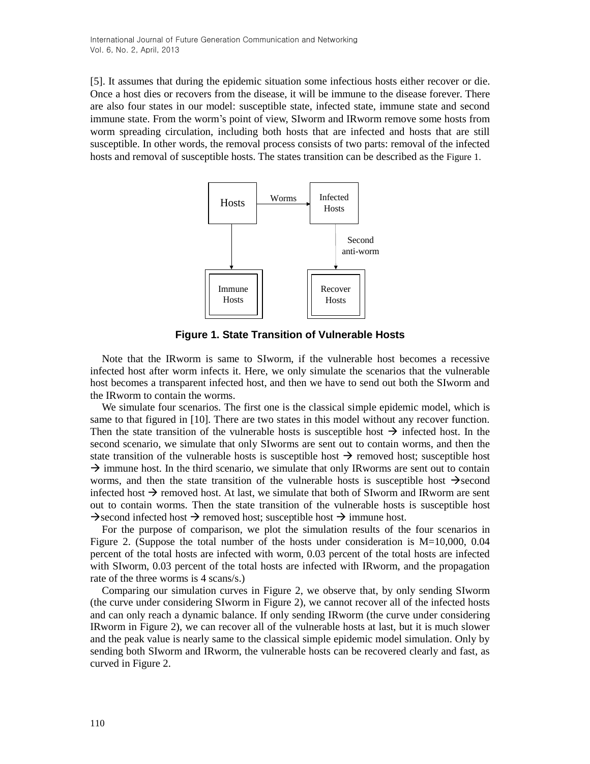[5]. It assumes that during the epidemic situation some infectious hosts either recover or die. Once a host dies or recovers from the disease, it will be immune to the disease forever. There are also four states in our model: susceptible state, infected state, immune state and second immune state. From the worm's point of view, SIworm and IRworm remove some hosts from worm spreading circulation, including both hosts that are infected and hosts that are still susceptible. In other words, the removal process consists of two parts: removal of the infected hosts and removal of susceptible hosts. The states transition can be described as the Figure 1.

Hosts → Worms → Infected Hosts

Hosts → Immune Hosts

Infected Hosts → Second anti-worm → Recover Hosts

**Figure 1. State Transition of Vulnerable Hosts**

Note that the IRworm is same to SIworm, if the vulnerable host becomes a recessive infected host after worm infects it. Here, we only simulate the scenarios that the vulnerable host becomes a transparent infected host, and then we have to send out both the SIworm and the IRworm to contain the worms.

We simulate four scenarios. The first one is the classical simple epidemic model, which is same to that figured in [10]. There are two states in this model without any recover function. Then the state transition of the vulnerable hosts is susceptible host → infected host. In the second scenario, we simulate that only SIworms are sent out to contain worms, and then the state transition of the vulnerable hosts is susceptible host → removed host; susceptible host → immune host. In the third scenario, we simulate that only IRworms are sent out to contain worms, and then the state transition of the vulnerable hosts is susceptible host →second infected host → removed host. At last, we simulate that both of SIworm and IRworm are sent out to contain worms. Then the state transition of the vulnerable hosts is susceptible host →second infected host → removed host; susceptible host → immune host.

For the purpose of comparison, we plot the simulation results of the four scenarios in Figure 2. (Suppose the total number of the hosts under consideration is M=10,000, 0.04 percent of the total hosts are infected with worm, 0.03 percent of the total hosts are infected with SIworm, 0.03 percent of the total hosts are infected with IRworm, and the propagation rate of the three worms is 4 scans/s.)

Comparing our simulation curves in Figure 2, we observe that, by only sending SIworm (the curve under considering SIworm in Figure 2), we cannot recover all of the infected hosts and can only reach a dynamic balance. If only sending IRworm (the curve under considering IRworm in Figure 2), we can recover all of the vulnerable hosts at last, but it is much slower and the peak value is nearly same to the classical simple epidemic model simulation. Only by sending both SIworm and IRworm, the vulnerable hosts can be recovered clearly and fast, as curved in Figure 2.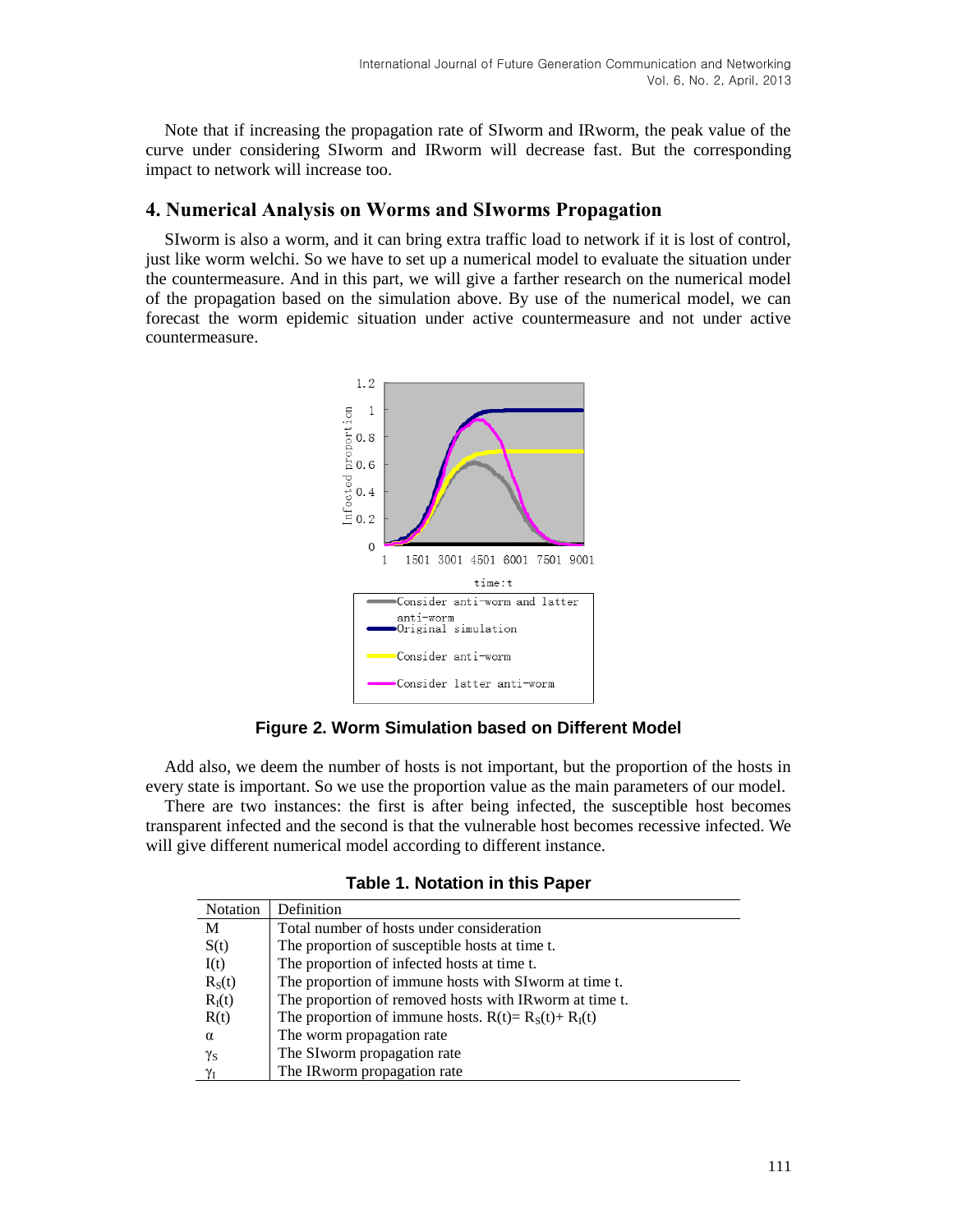Note that if increasing the propagation rate of SIworm and IRworm, the peak value of the curve under considering SIworm and IRworm will decrease fast. But the corresponding impact to network will increase too.

## 4. Numerical Analysis on Worms and SIworms Propagation

SIworm is also a worm, and it can bring extra traffic load to network if it is lost of control, just like worm welchi. So we have to set up a numerical model to evaluate the situation under the countermeasure. And in this part, we will give a farther research on the numerical model of the propagation based on the simulation above. By use of the numerical model, we can forecast the worm epidemic situation under active countermeasure and not under active countermeasure.

**Figure 2. Worm Simulation based on Different Model**

Add also, we deem the number of hosts is not important, but the proportion of the hosts in every state is important. So we use the proportion value as the main parameters of our model.

There are two instances: the first is after being infected, the susceptible host becomes transparent infected and the second is that the vulnerable host becomes recessive infected. We will give different numerical model according to different instance.

**Table 1. Notation in this Paper**

| Notation | Definition |
|---|---|
| M | Total number of hosts under consideration |
| $S(t)$ | The proportion of susceptible hosts at time t. |
| $I(t)$ | The proportion of infected hosts at time t. |
| $R_S(t)$ | The proportion of immune hosts with SIworm at time t. |
| $R_I(t)$ | The proportion of removed hosts with IRworm at time t. |
| $R(t)$ | The proportion of immune hosts. $R(t)= R_S(t)+ R_I(t)$ |
| $\alpha$ | The worm propagation rate |
| $\gamma_S$ | The SIworm propagation rate |
| $\gamma_I$ | The IRworm propagation rate |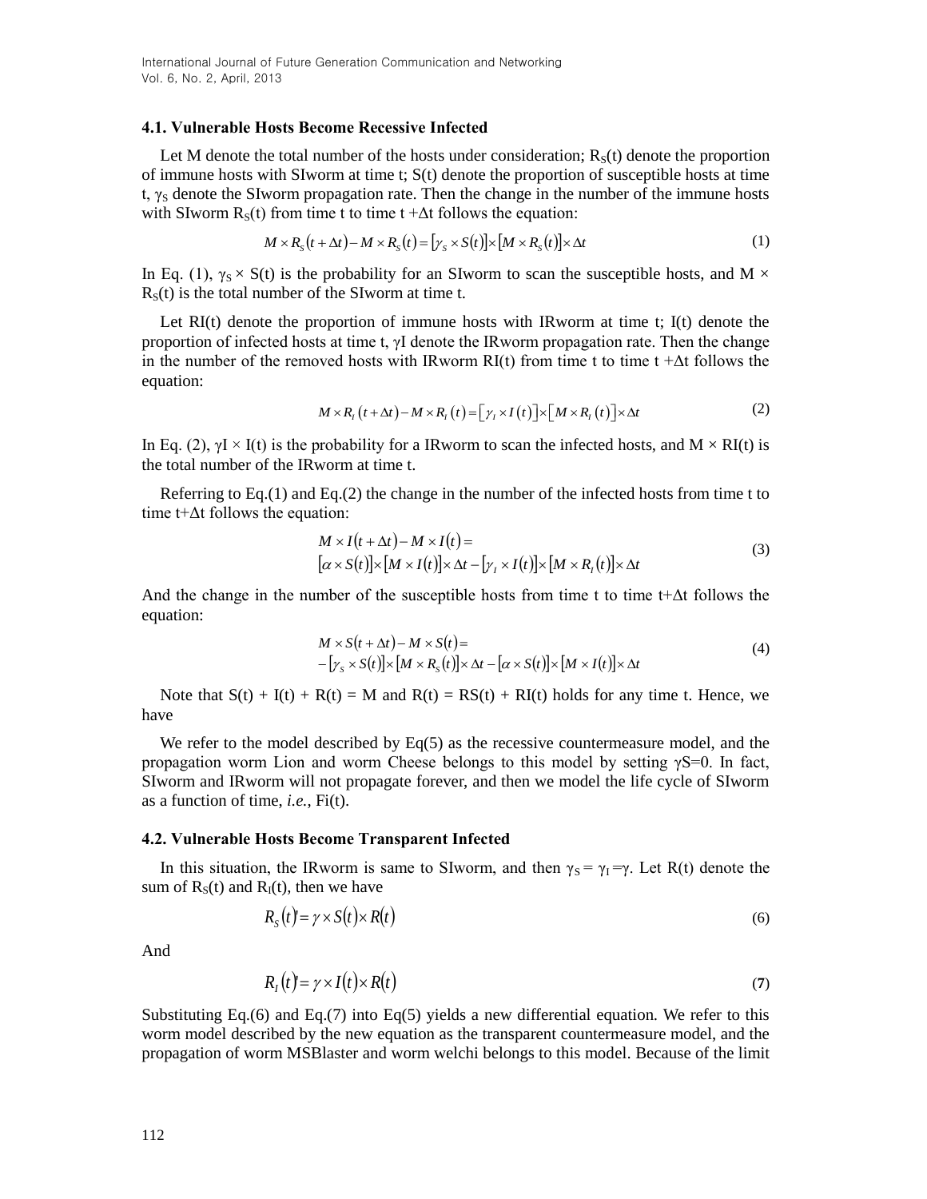### 4.1. Vulnerable Hosts Become Recessive Infected

Let M denote the total number of the hosts under consideration; $R_S(t)$ denote the proportion of immune hosts with SIworm at time t; S(t) denote the proportion of susceptible hosts at time t, $\gamma_S$ denote the SIworm propagation rate. Then the change in the number of the immune hosts with SIworm $R_S(t)$ from time t to time t $+\Delta$t follows the equation:

$$M \times R_S(t+\Delta t) - M \times R_S(t) = [\gamma_S \times S(t)] \times [M \times R_S(t)] \times \Delta t \tag{1}$$

In Eq. (1), $\gamma_S \times S(t)$ is the probability for an SIworm to scan the susceptible hosts, and $M \times R_S(t)$ is the total number of the SIworm at time t.

Let RI(t) denote the proportion of immune hosts with IRworm at time t; I(t) denote the proportion of infected hosts at time t, $\gamma$I denote the IRworm propagation rate. Then the change in the number of the removed hosts with IRworm RI(t) from time t to time t $+\Delta$t follows the equation:

$$M \times R_I(t+\Delta t) - M \times R_I(t) = [\gamma_I \times I(t)] \times [M \times R_I(t)] \times \Delta t \tag{2}$$

In Eq. (2), $\gamma$I $\times$ I(t) is the probability for a IRworm to scan the infected hosts, and M $\times$ RI(t) is the total number of the IRworm at time t.

Referring to Eq.(1) and Eq.(2) the change in the number of the infected hosts from time t to time t+$\Delta$t follows the equation:

$$\begin{aligned} &M \times I(t+\Delta t) - M \times I(t) = \\ &[\alpha \times S(t)] \times [M \times I(t)] \times \Delta t - [\gamma_I \times I(t)] \times [M \times R_I(t)] \times \Delta t \end{aligned} \tag{3}$$

And the change in the number of the susceptible hosts from time t to time t+$\Delta$t follows the equation:

$$\begin{aligned} &M \times S(t+\Delta t) - M \times S(t) = \\ &-[\gamma_S \times S(t)] \times [M \times R_S(t)] \times \Delta t - [\alpha \times S(t)] \times [M \times I(t)] \times \Delta t \end{aligned} \tag{4}$$

Note that S(t) + I(t) + R(t) = M and R(t) = RS(t) + RI(t) holds for any time t. Hence, we have

We refer to the model described by Eq(5) as the recessive countermeasure model, and the propagation worm Lion and worm Cheese belongs to this model by setting $\gamma$S=0. In fact, SIworm and IRworm will not propagate forever, and then we model the life cycle of SIworm as a function of time, *i.e.*, Fi(t).

### 4.2. Vulnerable Hosts Become Transparent Infected

In this situation, the IRworm is same to SIworm, and then $\gamma_S = \gamma_I = \gamma$. Let R(t) denote the sum of $R_S(t)$ and $R_I(t)$, then we have

$$R_S(t)' = \gamma \times S(t) \times R(t) \tag{6}$$

And

$$R_I(t)' = \gamma \times I(t) \times R(t) \tag{7}$$

Substituting Eq.(6) and Eq.(7) into Eq(5) yields a new differential equation. We refer to this worm model described by the new equation as the transparent countermeasure model, and the propagation of worm MSBlaster and worm welchi belongs to this model. Because of the limit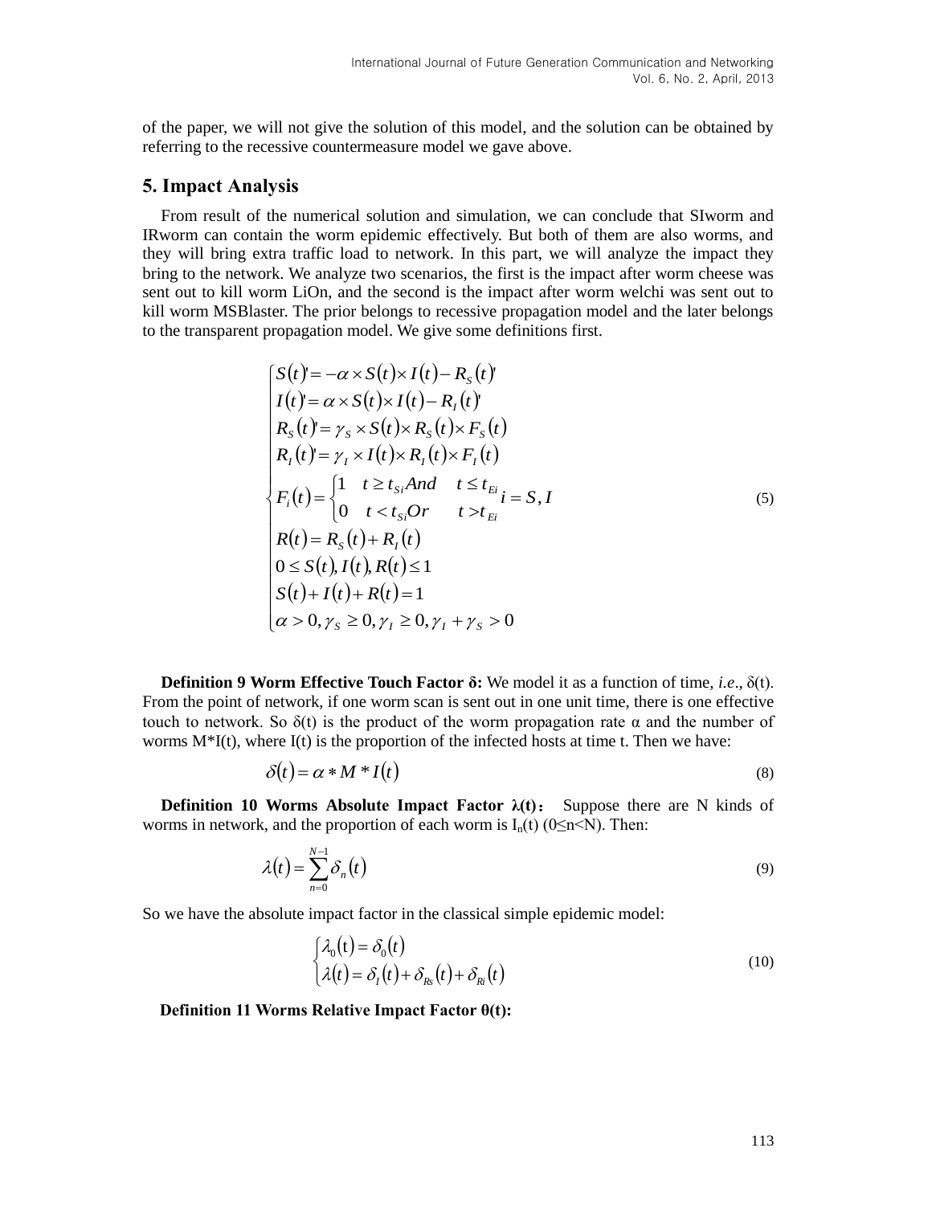of the paper, we will not give the solution of this model, and the solution can be obtained by referring to the recessive countermeasure model we gave above.

## 5. Impact Analysis

From result of the numerical solution and simulation, we can conclude that SIworm and IRworm can contain the worm epidemic effectively. But both of them are also worms, and they will bring extra traffic load to network. In this part, we will analyze the impact they bring to the network. We analyze two scenarios, the first is the impact after worm cheese was sent out to kill worm LiOn, and the second is the impact after worm welchi was sent out to kill worm MSBlaster. The prior belongs to recessive propagation model and the later belongs to the transparent propagation model. We give some definitions first.

$$
\begin{cases}
S(t)' = -\alpha \times S(t) \times I(t) - R_S(t)' \\
I(t)' = \alpha \times S(t) \times I(t) - R_I(t)' \\
R_S(t)' = \gamma_S \times S(t) \times R_S(t) \times F_S(t) \\
R_I(t)' = \gamma_I \times I(t) \times R_I(t) \times F_I(t) \\
F_i(t) = \begin{cases} 1 & t \geq t_{Si} And \quad t \leq t_{Ei} \\ 0 & t < t_{Si} Or \quad t > t_{Ei} \end{cases} i = S, I \\
R(t) = R_S(t) + R_I(t) \\
0 \leq S(t), I(t), R(t) \leq 1 \\
S(t) + I(t) + R(t) = 1 \\
\alpha > 0, \gamma_S \geq 0, \gamma_I \geq 0, \gamma_I + \gamma_S > 0
\end{cases}
\tag{5}
$$

**Definition 9 Worm Effective Touch Factor δ:** We model it as a function of time, *i.e*., $\delta(t)$. From the point of network, if one worm scan is sent out in one unit time, there is one effective touch to network. So $\delta(t)$ is the product of the worm propagation rate $\alpha$ and the number of worms $M*I(t)$, where $I(t)$ is the proportion of the infected hosts at time t. Then we have:

$$
\delta(t) = \alpha * M * I(t) \tag{8}
$$

**Definition 10 Worms Absolute Impact Factor λ(t)：** Suppose there are N kinds of worms in network, and the proportion of each worm is $I_n(t)$ $(0 \leq n < N)$. Then:

$$
\lambda(t) = \sum_{n=0}^{N-1} \delta_n(t) \tag{9}
$$

So we have the absolute impact factor in the classical simple epidemic model:

$$
\begin{cases}
\lambda_0(\mathrm{t}) = \delta_0(t) \\
\lambda(t) = \delta_I(t) + \delta_{Rs}(t) + \delta_{Ri}(t)
\end{cases}
\tag{10}
$$

**Definition 11 Worms Relative Impact Factor θ(t):**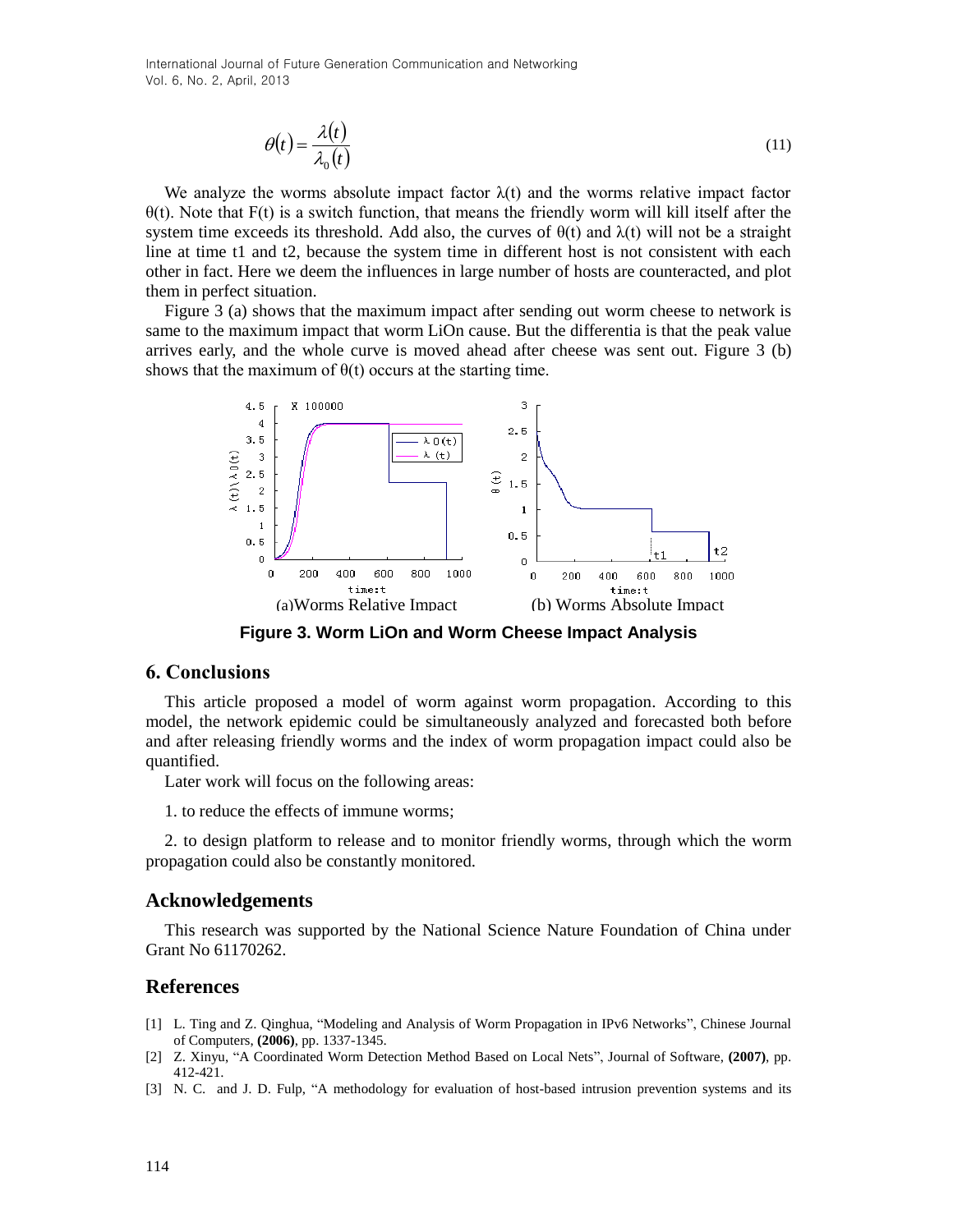$$\theta(t) = \frac{\lambda(t)}{\lambda_0(t)} \tag{11}$$

We analyze the worms absolute impact factor $\lambda(t)$ and the worms relative impact factor $\theta(t)$. Note that $F(t)$ is a switch function, that means the friendly worm will kill itself after the system time exceeds its threshold. Add also, the curves of $\theta(t)$ and $\lambda(t)$ will not be a straight line at time t1 and t2, because the system time in different host is not consistent with each other in fact. Here we deem the influences in large number of hosts are counteracted, and plot them in perfect situation.

Figure 3 (a) shows that the maximum impact after sending out worm cheese to network is same to the maximum impact that worm LiOn cause. But the differentia is that the peak value arrives early, and the whole curve is moved ahead after cheese was sent out. Figure 3 (b) shows that the maximum of $\theta(t)$ occurs at the starting time.

(a)Worms Relative Impact (b) Worms Absolute Impact

**Figure 3. Worm LiOn and Worm Cheese Impact Analysis**

## 6. Conclusions

This article proposed a model of worm against worm propagation. According to this model, the network epidemic could be simultaneously analyzed and forecasted both before and after releasing friendly worms and the index of worm propagation impact could also be quantified.

Later work will focus on the following areas:

1. to reduce the effects of immune worms;

2. to design platform to release and to monitor friendly worms, through which the worm propagation could also be constantly monitored.

## Acknowledgements

This research was supported by the National Science Nature Foundation of China under Grant No 61170262.

## References

[1] L. Ting and Z. Qinghua, "Modeling and Analysis of Worm Propagation in IPv6 Networks", Chinese Journal of Computers, **(2006)**, pp. 1337-1345.

[2] Z. Xinyu, "A Coordinated Worm Detection Method Based on Local Nets", Journal of Software, **(2007)**, pp. 412-421.

[3] N. C. and J. D. Fulp, "A methodology for evaluation of host-based intrusion prevention systems and its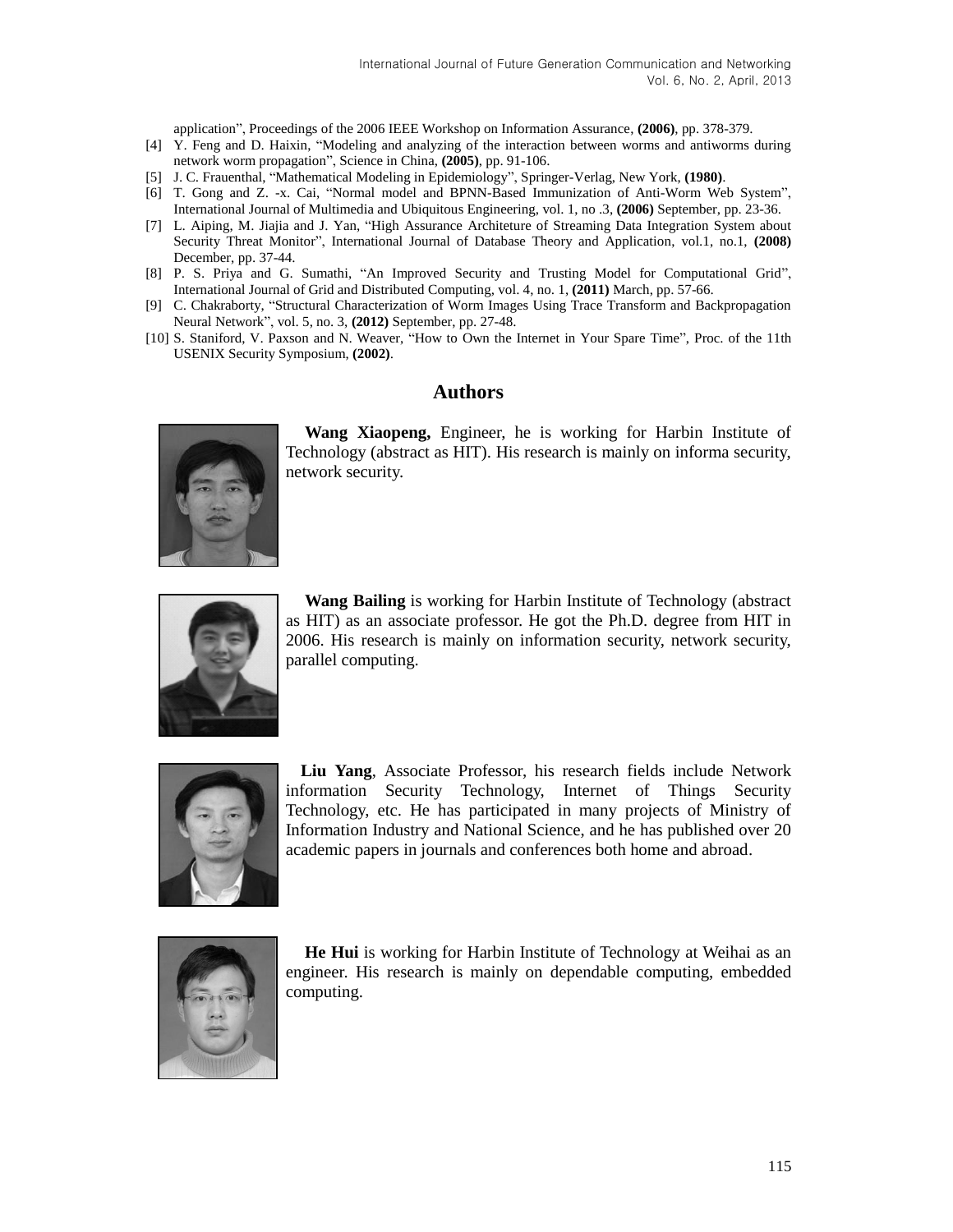application", Proceedings of the 2006 IEEE Workshop on Information Assurance, **(2006)**, pp. 378-379.

[4] Y. Feng and D. Haixin, "Modeling and analyzing of the interaction between worms and antiworms during network worm propagation", Science in China, **(2005)**, pp. 91-106.

[5] J. C. Frauenthal, "Mathematical Modeling in Epidemiology", Springer-Verlag, New York, **(1980)**.

[6] T. Gong and Z. -x. Cai, "Normal model and BPNN-Based Immunization of Anti-Worm Web System", International Journal of Multimedia and Ubiquitous Engineering, vol. 1, no .3, **(2006)** September, pp. 23-36.

[7] L. Aiping, M. Jiajia and J. Yan, "High Assurance Architeture of Streaming Data Integration System about Security Threat Monitor", International Journal of Database Theory and Application, vol.1, no.1, **(2008)** December, pp. 37-44.

[8] P. S. Priya and G. Sumathi, "An Improved Security and Trusting Model for Computational Grid", International Journal of Grid and Distributed Computing, vol. 4, no. 1, **(2011)** March, pp. 57-66.

[9] C. Chakraborty, "Structural Characterization of Worm Images Using Trace Transform and Backpropagation Neural Network", vol. 5, no. 3, **(2012)** September, pp. 27-48.

[10] S. Staniford, V. Paxson and N. Weaver, "How to Own the Internet in Your Spare Time", Proc. of the 11th USENIX Security Symposium, **(2002)**.

## Authors

**Wang Xiaopeng,** Engineer, he is working for Harbin Institute of Technology (abstract as HIT). His research is mainly on informa security, network security.

**Wang Bailing** is working for Harbin Institute of Technology (abstract as HIT) as an associate professor. He got the Ph.D. degree from HIT in 2006. His research is mainly on information security, network security, parallel computing.

**Liu Yang**, Associate Professor, his research fields include Network information Security Technology, Internet of Things Security Technology, etc. He has participated in many projects of Ministry of Information Industry and National Science, and he has published over 20 academic papers in journals and conferences both home and abroad.

**He Hui** is working for Harbin Institute of Technology at Weihai as an engineer. His research is mainly on dependable computing, embedded computing.